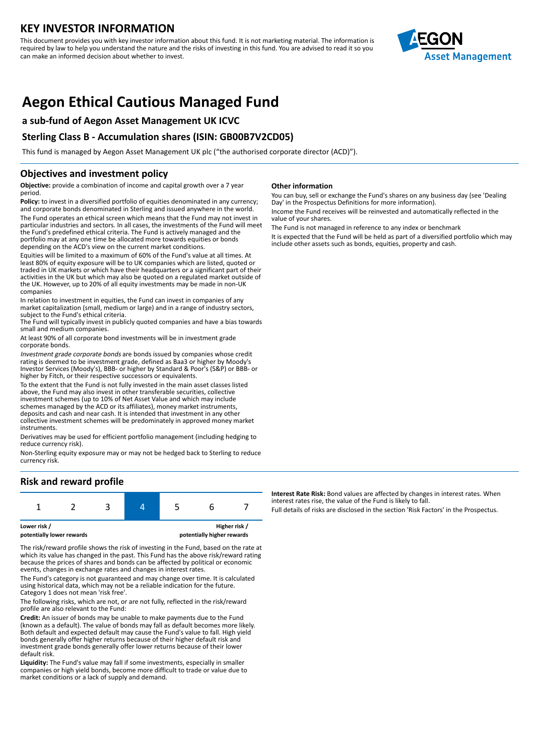# KEY INVESTOR INFORMATION

This document provides you with key investor information about this fund. It is not marketing material. The information is required by law to help you understand the nature and the risks of investing in this fund. You are advised to read it so you can make an informed decision about whether to invest.

# Aegon Ethical Cautious Managed Fund

### a sub-fund of Aegon Asset Management UK ICVC

### Sterling Class B - Accumulation shares (ISIN: GB00B7V2CD05)

This fund is managed by Aegon Asset Management UK plc ("the authorised corporate director (ACD)").

## Objectives and investment policy

**Objective:** provide a combination of income and capital growth over a 7 year period.

**Policy:** to invest in a diversified portfolio of equities denominated in any currency; and corporate bonds denominated in Sterling and issued anywhere in the world.

The Fund operates an ethical screen which means that the Fund may not invest in particular industries and sectors. In all cases, the investments of the Fund will meet the Fund's predefined ethical criteria. The Fund is actively managed and the portfolio may at any one time be allocated more towards equities or bonds depending on the ACD's view on the current market conditions.

Equities will be limited to a maximum of 60% of the Fund's value at all times. At least 80% of equity exposure will be to UK companies which are listed, quoted or traded in UK markets or which have their headquarters or a significant part of their activities in the UK but which may also be quoted on a regulated market outside of the UK. However, up to 20% of all equity investments may be made in non-UK companies

In relation to investment in equities, the Fund can invest in companies of any market capitalization (small, medium or large) and in a range of industry sectors, subject to the Fund's ethical criteria.

The Fund will typically invest in publicly quoted companies and have a bias towards small and medium companies.

At least 90% of all corporate bond investments will be in investment grade corporate bonds.

*Investment grade corporate bonds* are bonds issued by companies whose credit rating is deemed to be investment grade, defined as Baa3 or higher by Moody's Investor Services (Moody's), BBB- or higher by Standard & Poor's (S&P) or BBB- or higher by Fitch, or their respective successors or equivalents.

To the extent that the Fund is not fully invested in the main asset classes listed above, the Fund may also invest in other transferable securities, collective investment schemes (up to 10% of Net Asset Value and which may include schemes managed by the ACD or its affiliates), money market instruments, deposits and cash and near cash. It is intended that investment in any other collective investment schemes will be predominately in approved money market instruments.

Derivatives may be used for efficient portfolio management (including hedging to reduce currency risk).

Non-Sterling equity exposure may or may not be hedged back to Sterling to reduce currency risk.

**Other information**

You can buy, sell or exchange the Fund's shares on any business day (see 'Dealing Day' in the Prospectus Definitions for more information).

Income the Fund receives will be reinvested and automatically reflected in the value of your shares.

The Fund is not managed in reference to any index or benchmark

It is expected that the Fund will be held as part of a diversified portfolio which may include other assets such as bonds, equities, property and cash.

## Risk and reward profile

| 1 | 2 | 3 | **4** | 5 | 6 | 7 |
|---|---|---|---|---|---|---|

**Lower risk / potentially lower rewards** — **Higher risk / potentially higher rewards**

The risk/reward profile shows the risk of investing in the Fund, based on the rate at which its value has changed in the past. This Fund has the above risk/reward rating because the prices of shares and bonds can be affected by political or economic events, changes in exchange rates and changes in interest rates.

The Fund's category is not guaranteed and may change over time. It is calculated using historical data, which may not be a reliable indication for the future. Category 1 does not mean 'risk free'.

The following risks, which are not, or are not fully, reflected in the risk/reward profile are also relevant to the Fund:

**Credit:** An issuer of bonds may be unable to make payments due to the Fund (known as a default). The value of bonds may fall as default becomes more likely. Both default and expected default may cause the Fund's value to fall. High yield bonds generally offer higher returns because of their higher default risk and investment grade bonds generally offer lower returns because of their lower default risk.

**Liquidity:** The Fund's value may fall if some investments, especially in smaller companies or high yield bonds, become more difficult to trade or value due to market conditions or a lack of supply and demand.

**Interest Rate Risk:** Bond values are affected by changes in interest rates. When interest rates rise, the value of the Fund is likely to fall.

Full details of risks are disclosed in the section 'Risk Factors' in the Prospectus.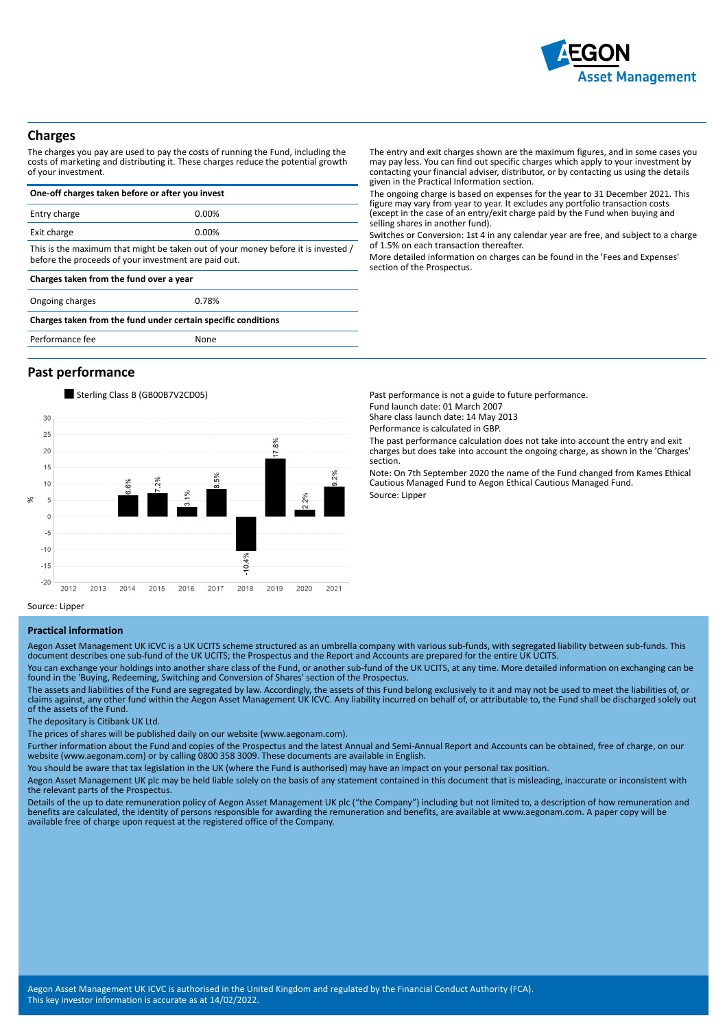## Charges

The charges you pay are used to pay the costs of running the Fund, including the costs of marketing and distributing it. These charges reduce the potential growth of your investment.

| One-off charges taken before or after you invest | |
|---|---|
| Entry charge | 0.00% |
| Exit charge | 0.00% |
| This is the maximum that might be taken out of your money before it is invested / before the proceeds of your investment are paid out. | |
| **Charges taken from the fund over a year** | |
| Ongoing charges | 0.78% |
| **Charges taken from the fund under certain specific conditions** | |
| Performance fee | None |

The entry and exit charges shown are the maximum figures, and in some cases you may pay less. You can find out specific charges which apply to your investment by contacting your financial adviser, distributor, or by contacting us using the details given in the Practical Information section.

The ongoing charge is based on expenses for the year to 31 December 2021. This figure may vary from year to year. It excludes any portfolio transaction costs (except in the case of an entry/exit charge paid by the Fund when buying and selling shares in another fund).

Switches or Conversion: 1st 4 in any calendar year are free, and subject to a charge of 1.5% on each transaction thereafter.

More detailed information on charges can be found in the 'Fees and Expenses' section of the Prospectus.

## Past performance

Sterling Class B (GB00B7V2CD05)

%

30
25
20
15
10
5
0
-5
-10
-15
-20

2012 2013 2014 2015 2016 2017 2018 2019 2020 2021

6.6% 7.2% 3.1% 8.5% -10.4% 17.8% 2.2% 9.2%

Source: Lipper

Past performance is not a guide to future performance.

Fund launch date: 01 March 2007

Share class launch date: 14 May 2013

Performance is calculated in GBP.

The past performance calculation does not take into account the entry and exit charges but does take into account the ongoing charge, as shown in the 'Charges' section.

Note: On 7th September 2020 the name of the Fund changed from Kames Ethical Cautious Managed Fund to Aegon Ethical Cautious Managed Fund.

Source: Lipper

### Practical information

Aegon Asset Management UK ICVC is a UK UCITS scheme structured as an umbrella company with various sub-funds, with segregated liability between sub-funds. This document describes one sub-fund of the UK UCITS; the Prospectus and the Report and Accounts are prepared for the entire UK UCITS.

You can exchange your holdings into another share class of the Fund, or another sub-fund of the UK UCITS, at any time. More detailed information on exchanging can be found in the 'Buying, Redeeming, Switching and Conversion of Shares' section of the Prospectus.

The assets and liabilities of the Fund are segregated by law. Accordingly, the assets of this Fund belong exclusively to it and may not be used to meet the liabilities of, or claims against, any other fund within the Aegon Asset Management UK ICVC. Any liability incurred on behalf of, or attributable to, the Fund shall be discharged solely out of the assets of the Fund.

The depositary is Citibank UK Ltd.

The prices of shares will be published daily on our website (www.aegonam.com).

Further information about the Fund and copies of the Prospectus and the latest Annual and Semi-Annual Report and Accounts can be obtained, free of charge, on our website (www.aegonam.com) or by calling 0800 358 3009. These documents are available in English.

You should be aware that tax legislation in the UK (where the Fund is authorised) may have an impact on your personal tax position.

Aegon Asset Management UK plc may be held liable solely on the basis of any statement contained in this document that is misleading, inaccurate or inconsistent with the relevant parts of the Prospectus.

Details of the up to date remuneration policy of Aegon Asset Management UK plc ("the Company") including but not limited to, a description of how remuneration and benefits are calculated, the identity of persons responsible for awarding the remuneration and benefits, are available at www.aegonam.com. A paper copy will be available free of charge upon request at the registered office of the Company.

Aegon Asset Management UK ICVC is authorised in the United Kingdom and regulated by the Financial Conduct Authority (FCA).
This key investor information is accurate as at 14/02/2022.